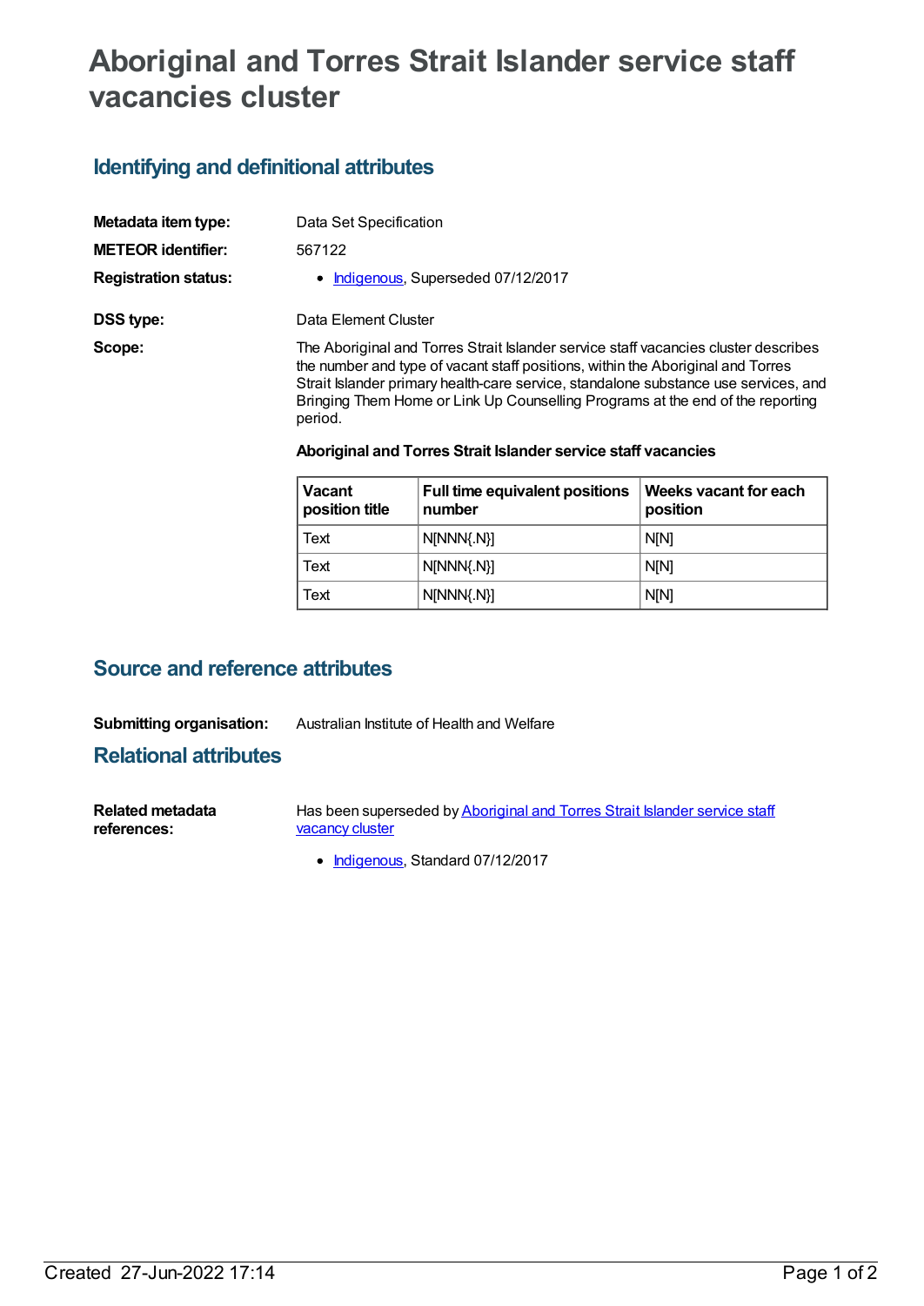# Aboriginal and Torres Strait Islander service staff vacancies cluster

## Identifying and definitional attributes

**Metadata item type:** Data Set Specification

**METEOR identifier:** 567122

**Registration status:**
- Indigenous, Superseded 07/12/2017

**DSS type:** Data Element Cluster

**Scope:** The Aboriginal and Torres Strait Islander service staff vacancies cluster describes the number and type of vacant staff positions, within the Aboriginal and Torres Strait Islander primary health-care service, standalone substance use services, and Bringing Them Home or Link Up Counselling Programs at the end of the reporting period.

**Aboriginal and Torres Strait Islander service staff vacancies**

| Vacant position title | Full time equivalent positions number | Weeks vacant for each position |
| --- | --- | --- |
| Text | N[NNN{.N}] | N[N] |
| Text | N[NNN{.N}] | N[N] |
| Text | N[NNN{.N}] | N[N] |

## Source and reference attributes

**Submitting organisation:** Australian Institute of Health and Welfare

## Relational attributes

**Related metadata references:** Has been superseded by Aboriginal and Torres Strait Islander service staff vacancy cluster

- Indigenous, Standard 07/12/2017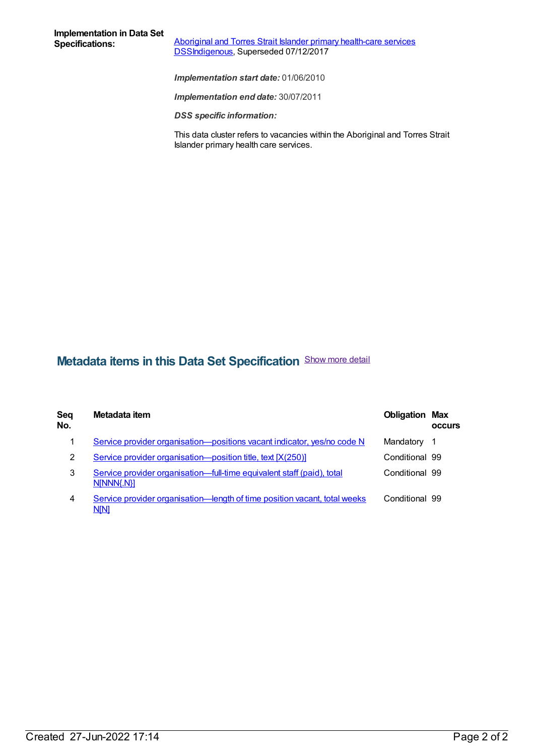**Implementation in Data Set Specifications:**

Aboriginal and Torres Strait Islander primary health-care services DSSIndigenous, Superseded 07/12/2017

***Implementation start date:*** 01/06/2010

***Implementation end date:*** 30/07/2011

***DSS specific information:***

This data cluster refers to vacancies within the Aboriginal and Torres Strait Islander primary health care services.

## Metadata items in this Data Set Specification

Show more detail

| Seq No. | Metadata item | Obligation | Max occurs |
|---|---|---|---|
| 1 | Service provider organisation—positions vacant indicator, yes/no code N | Mandatory | 1 |
| 2 | Service provider organisation—position title, text [X(250)] | Conditional | 99 |
| 3 | Service provider organisation—full-time equivalent staff (paid), total N[NNN{.N}] | Conditional | 99 |
| 4 | Service provider organisation—length of time position vacant, total weeks N[N] | Conditional | 99 |